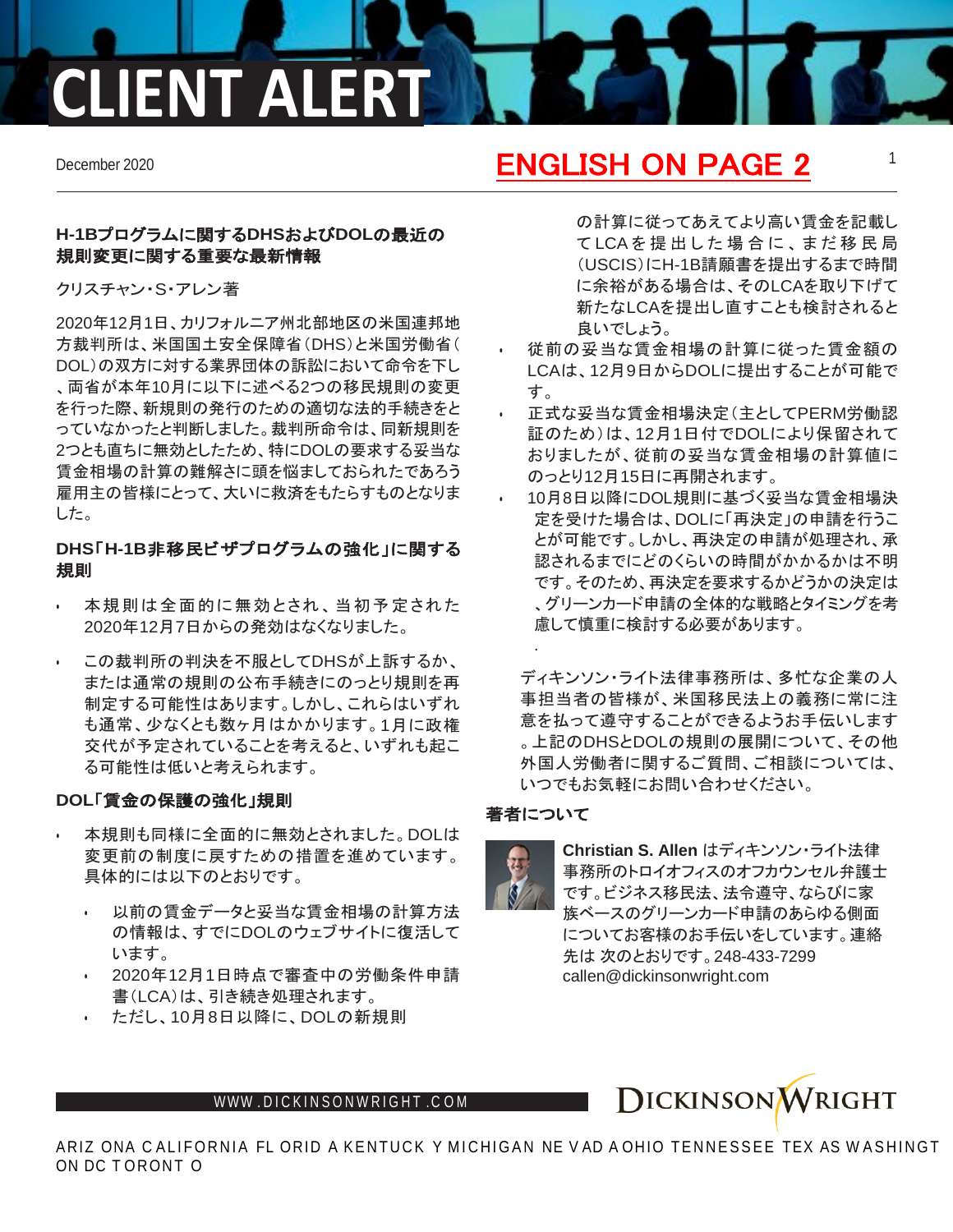# CLIENT ALERT

December 2020

**ENGLISH ON PAGE 2**

## H-1Bプログラムに関するDHSおよびDOLの最近の規則変更に関する重要な最新情報

クリスチャン・S・アレン著

2020年12月1日、カリフォルニア州北部地区の米国連邦地方裁判所は、米国国土安全保障省（DHS）と米国労働省（DOL）の双方に対する業界団体の訴訟において命令を下し、両省が本年10月に以下に述べる2つの移民規則の変更を行った際、新規則の発行のための適切な法的手続きをとっていなかったと判断しました。裁判所命令は、同新規則を2つとも直ちに無効としたため、特にDOLの要求する妥当な賃金相場の計算の難解さに頭を悩ましておられたであろう雇用主の皆様にとって、大いに救済をもたらすものとなりました。

### DHS「H-1B非移民ビザプログラムの強化」に関する規則

- 本規則は全面的に無効とされ、当初予定された2020年12月7日からの発効はなくなりました。
- この裁判所の判決を不服としてDHSが上訴するか、または通常の規則の公布手続きにのっとり規則を再制定する可能性はあります。しかし、これらはいずれも通常、少なくとも数ヶ月はかかります。1月に政権交代が予定されていることを考えると、いずれも起こる可能性は低いと考えられます。

### DOL「賃金の保護の強化」規則

- 本規則も同様に全面的に無効とされました。DOLは変更前の制度に戻すための措置を進めています。具体的には以下のとおりです。
  - 以前の賃金データと妥当な賃金相場の計算方法の情報は、すでにDOLのウェブサイトに復活しています。
  - 2020年12月1日時点で審査中の労働条件申請書（LCA）は、引き続き処理されます。
  - ただし、10月8日以降に、DOLの新規則の計算に従ってあえてより高い賃金を記載してLCAを提出した場合に、まだ移民局（USCIS）にH-1B請願書を提出するまで時間に余裕がある場合は、そのLCAを取り下げて新たなLCAを提出し直すことも検討されると良いでしょう。
- 従前の妥当な賃金相場の計算に従った賃金額のLCAは、12月9日からDOLに提出することが可能です。
- 正式な妥当な賃金相場決定（主としてPERM労働認証のため）は、12月1日付でDOLにより保留されておりましたが、従前の妥当な賃金相場の計算値にのっとり12月15日に再開されます。
- 10月8日以降にDOL規則に基づく妥当な賃金相場決定を受けた場合は、DOLに「再決定」の申請を行うことが可能です。しかし、再決定の申請が処理され、承認されるまでにどのくらいの時間がかかるかは不明です。そのため、再決定を要求するかどうかの決定は、グリーンカード申請の全体的な戦略とタイミングを考慮して慎重に検討する必要があります。

ディキンソン・ライト法律事務所は、多忙な企業の人事担当者の皆様が、米国移民法上の義務に常に注意を払って遵守することができるようお手伝いします。上記のDHSとDOLの規則の展開について、その他外国人労働者に関するご質問、ご相談については、いつでもお気軽にお問い合わせください。

### 著者について

**Christian S. Allen** はディキンソン・ライト法律事務所のトロイオフィスのオフカウンセル弁護士です。ビジネス移民法、法令遵守、ならびに家族ベースのグリーンカード申請のあらゆる側面についてお客様のお手伝いをしています。連絡先は 次のとおりです。248-433-7299 callen@dickinsonwright.com

WWW.DICKINSONWRIGHT.COM

DICKINSON WRIGHT

ARIZONA CALIFORNIA FLORIDA KENTUCKY MICHIGAN NEVADA OHIO TENNESSEE TEXAS WASHINGTON DC TORONTO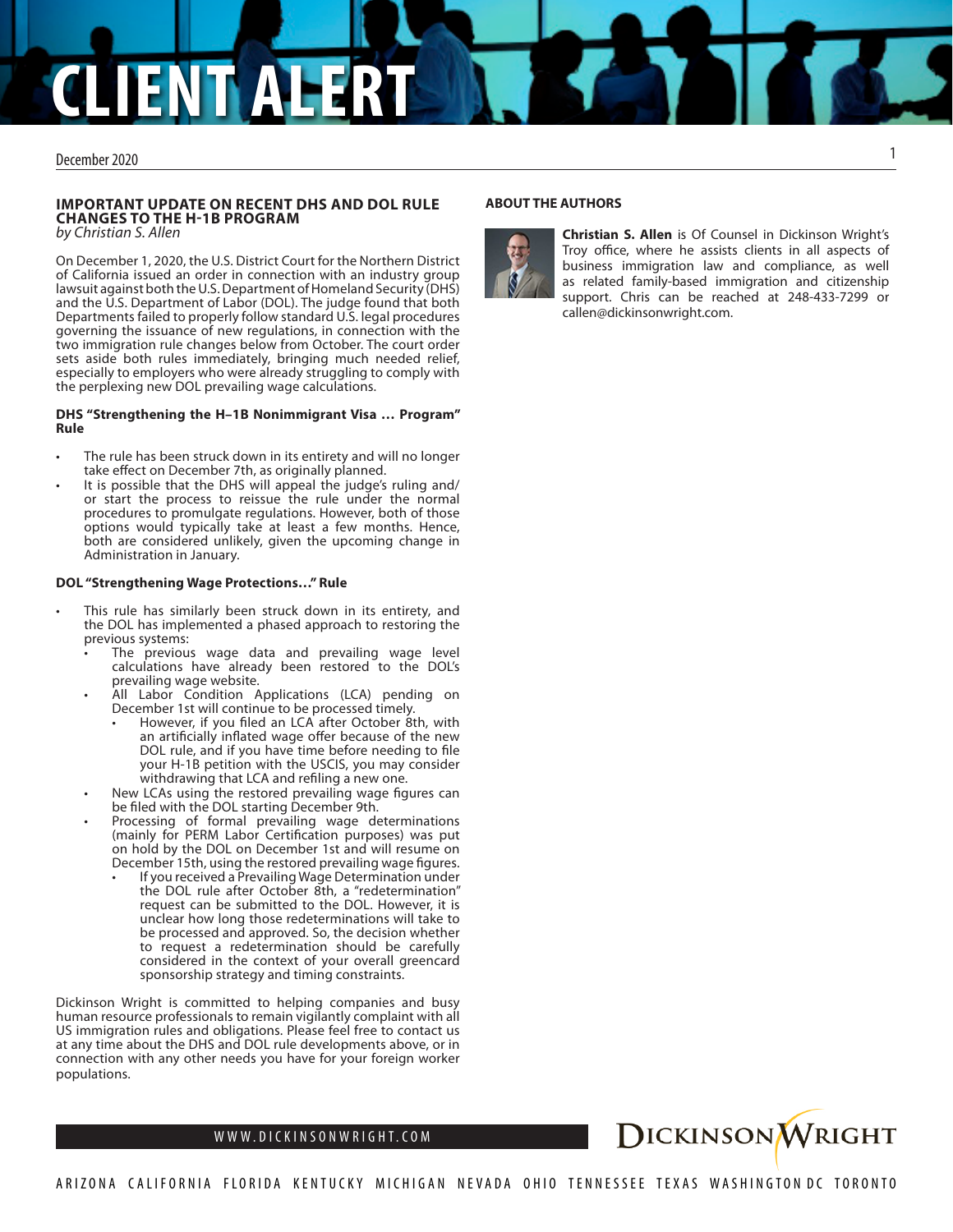# CLIENT ALERT

December 2020

## IMPORTANT UPDATE ON RECENT DHS AND DOL RULE CHANGES TO THE H-1B PROGRAM

*by Christian S. Allen*

On December 1, 2020, the U.S. District Court for the Northern District of California issued an order in connection with an industry group lawsuit against both the U.S. Department of Homeland Security (DHS) and the U.S. Department of Labor (DOL). The judge found that both Departments failed to properly follow standard U.S. legal procedures governing the issuance of new regulations, in connection with the two immigration rule changes below from October. The court order sets aside both rules immediately, bringing much needed relief, especially to employers who were already struggling to comply with the perplexing new DOL prevailing wage calculations.

### DHS "Strengthening the H–1B Nonimmigrant Visa … Program" Rule

- The rule has been struck down in its entirety and will no longer take effect on December 7th, as originally planned.
- It is possible that the DHS will appeal the judge's ruling and/or start the process to reissue the rule under the normal procedures to promulgate regulations. However, both of those options would typically take at least a few months. Hence, both are considered unlikely, given the upcoming change in Administration in January.

### DOL "Strengthening Wage Protections…" Rule

- This rule has similarly been struck down in its entirety, and the DOL has implemented a phased approach to restoring the previous systems:
  - The previous wage data and prevailing wage level calculations have already been restored to the DOL's prevailing wage website.
  - All Labor Condition Applications (LCA) pending on December 1st will continue to be processed timely.
    - However, if you filed an LCA after October 8th, with an artificially inflated wage offer because of the new DOL rule, and if you have time before needing to file your H-1B petition with the USCIS, you may consider withdrawing that LCA and refiling a new one.
  - New LCAs using the restored prevailing wage figures can be filed with the DOL starting December 9th.
  - Processing of formal prevailing wage determinations (mainly for PERM Labor Certification purposes) was put on hold by the DOL on December 1st and will resume on December 15th, using the restored prevailing wage figures.
    - If you received a Prevailing Wage Determination under the DOL rule after October 8th, a "redetermination" request can be submitted to the DOL. However, it is unclear how long those redeterminations will take to be processed and approved. So, the decision whether to request a redetermination should be carefully considered in the context of your overall greencard sponsorship strategy and timing constraints.

Dickinson Wright is committed to helping companies and busy human resource professionals to remain vigilantly complaint with all US immigration rules and obligations. Please feel free to contact us at any time about the DHS and DOL rule developments above, or in connection with any other needs you have for your foreign worker populations.

### ABOUT THE AUTHORS

**Christian S. Allen** is Of Counsel in Dickinson Wright's Troy office, where he assists clients in all aspects of business immigration law and compliance, as well as related family-based immigration and citizenship support. Chris can be reached at 248-433-7299 or callen@dickinsonwright.com.

WWW.DICKINSONWRIGHT.COM

DICKINSON WRIGHT

ARIZONA CALIFORNIA FLORIDA KENTUCKY MICHIGAN NEVADA OHIO TENNESSEE TEXAS WASHINGTON DC TORONTO